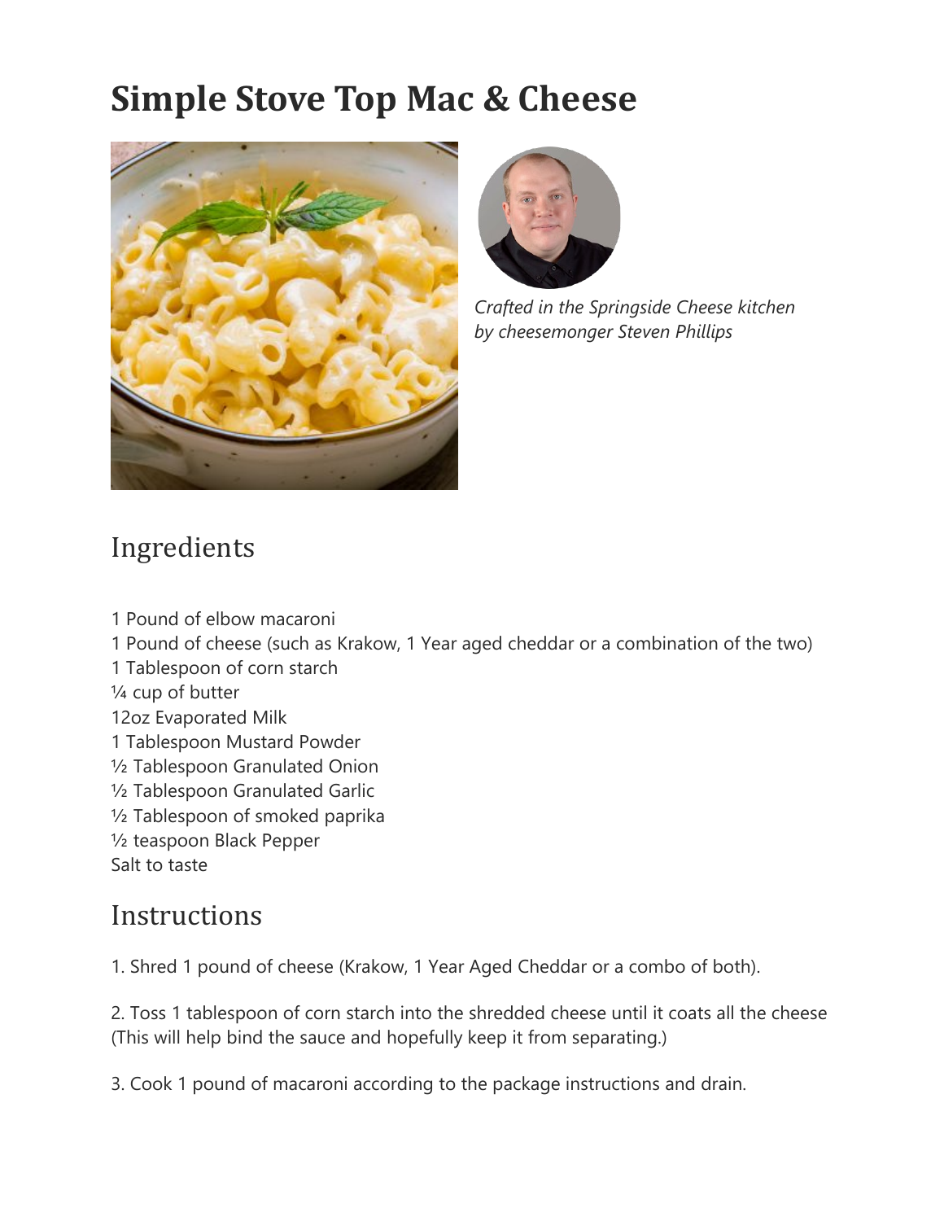# Simple Stove Top Mac & Cheese

*Crafted in the Springside Cheese kitchen by cheesemonger Steven Phillips*

## Ingredients

1 Pound of elbow macaroni
1 Pound of cheese (such as Krakow, 1 Year aged cheddar or a combination of the two)
1 Tablespoon of corn starch
¼ cup of butter
12oz Evaporated Milk
1 Tablespoon Mustard Powder
½ Tablespoon Granulated Onion
½ Tablespoon Granulated Garlic
½ Tablespoon of smoked paprika
½ teaspoon Black Pepper
Salt to taste

## Instructions

1. Shred 1 pound of cheese (Krakow, 1 Year Aged Cheddar or a combo of both).

2. Toss 1 tablespoon of corn starch into the shredded cheese until it coats all the cheese (This will help bind the sauce and hopefully keep it from separating.)

3. Cook 1 pound of macaroni according to the package instructions and drain.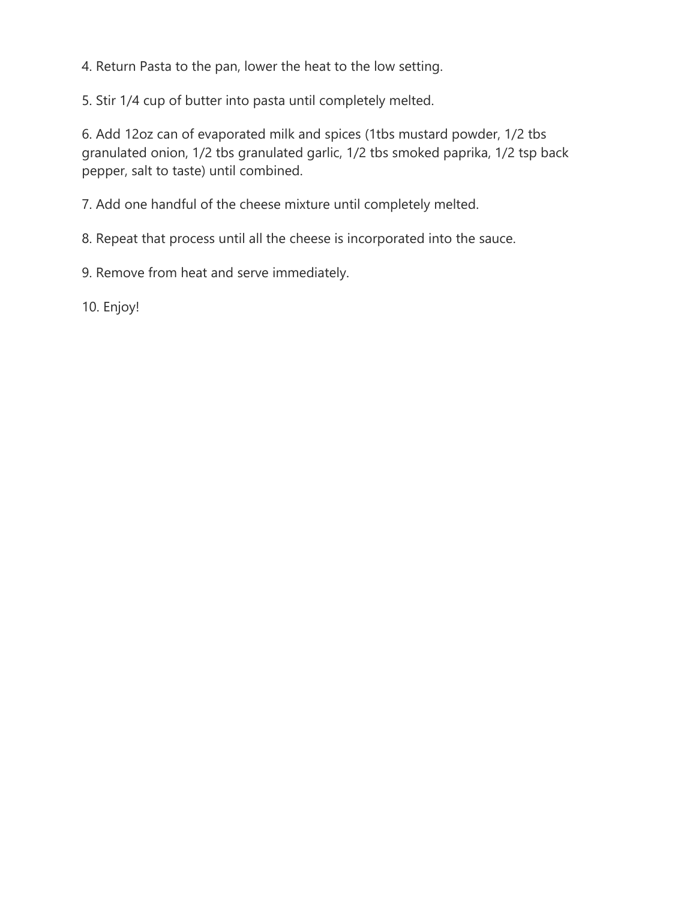4. Return Pasta to the pan, lower the heat to the low setting.

5. Stir 1/4 cup of butter into pasta until completely melted.

6. Add 12oz can of evaporated milk and spices (1tbs mustard powder, 1/2 tbs granulated onion, 1/2 tbs granulated garlic, 1/2 tbs smoked paprika, 1/2 tsp back pepper, salt to taste) until combined.

7. Add one handful of the cheese mixture until completely melted.

8. Repeat that process until all the cheese is incorporated into the sauce.

9. Remove from heat and serve immediately.

10. Enjoy!